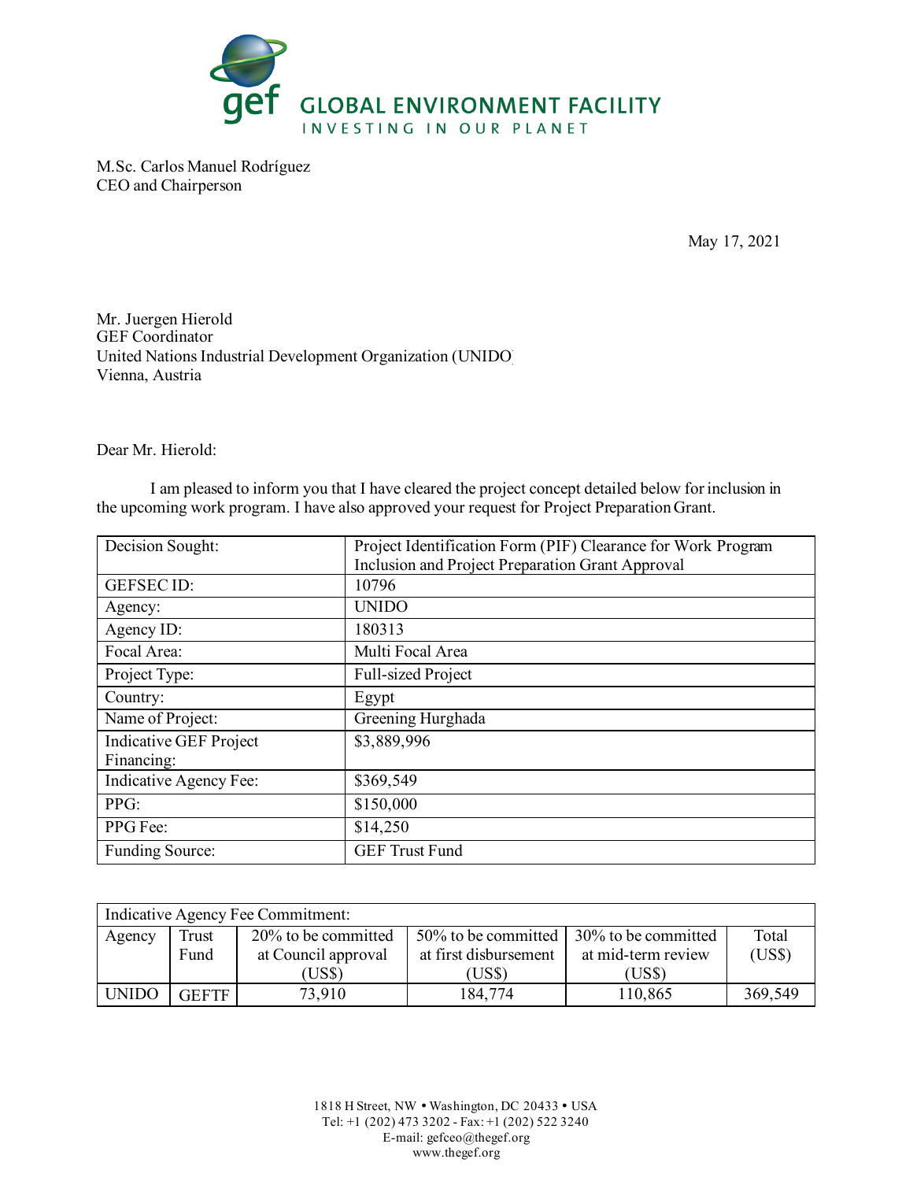GLOBAL ENVIRONMENT FACILITY
INVESTING IN OUR PLANET

M.Sc. Carlos Manuel Rodríguez
CEO and Chairperson

May 17, 2021

Mr. Juergen Hierold
GEF Coordinator
United Nations Industrial Development Organization (UNIDO)
Vienna, Austria

Dear Mr. Hierold:

I am pleased to inform you that I have cleared the project concept detailed below for inclusion in the upcoming work program. I have also approved your request for Project Preparation Grant.

| Decision Sought: | Project Identification Form (PIF) Clearance for Work Program Inclusion and Project Preparation Grant Approval |
|---|---|
| GEFSEC ID: | 10796 |
| Agency: | UNIDO |
| Agency ID: | 180313 |
| Focal Area: | Multi Focal Area |
| Project Type: | Full-sized Project |
| Country: | Egypt |
| Name of Project: | Greening Hurghada |
| Indicative GEF Project Financing: | $3,889,996 |
| Indicative Agency Fee: | $369,549 |
| PPG: | $150,000 |
| PPG Fee: | $14,250 |
| Funding Source: | GEF Trust Fund |

| Indicative Agency Fee Commitment: | | | | | |
|---|---|---|---|---|---|
| Agency | Trust Fund | 20% to be committed at Council approval (US$) | 50% to be committed at first disbursement (US$) | 30% to be committed at mid-term review (US$) | Total (US$) |
| UNIDO | GEFTF | 73,910 | 184,774 | 110,865 | 369,549 |

1818 H Street, NW • Washington, DC 20433 • USA
Tel: +1 (202) 473 3202 - Fax: +1 (202) 522 3240
E-mail: gefceo@thegef.org
www.thegef.org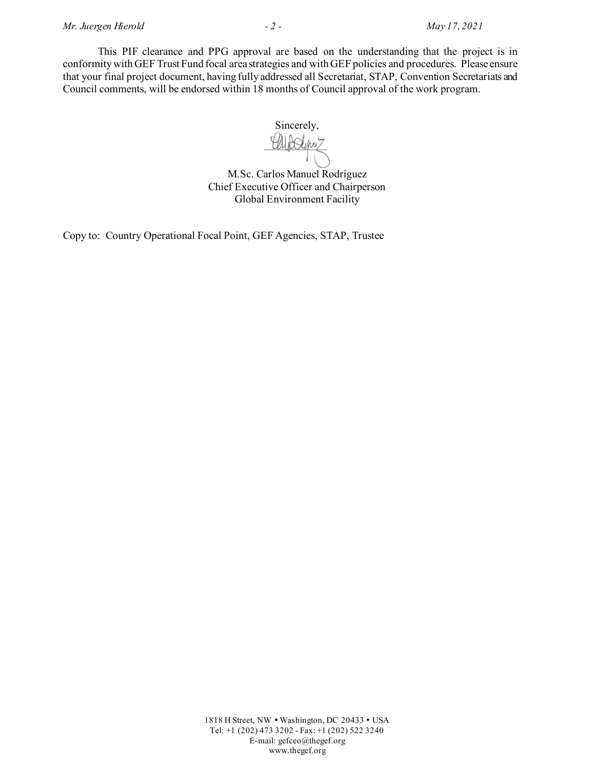This PIF clearance and PPG approval are based on the understanding that the project is in conformity with GEF Trust Fund focal area strategies and with GEF policies and procedures. Please ensure that your final project document, having fully addressed all Secretariat, STAP, Convention Secretariats and Council comments, will be endorsed within 18 months of Council approval of the work program.

Sincerely,

M.Sc. Carlos Manuel Rodríguez
Chief Executive Officer and Chairperson
Global Environment Facility

Copy to: Country Operational Focal Point, GEF Agencies, STAP, Trustee

1818 H Street, NW • Washington, DC 20433 • USA
Tel: +1 (202) 473 3202 - Fax: +1 (202) 522 3240
E-mail: gefceo@thegef.org
www.thegef.org